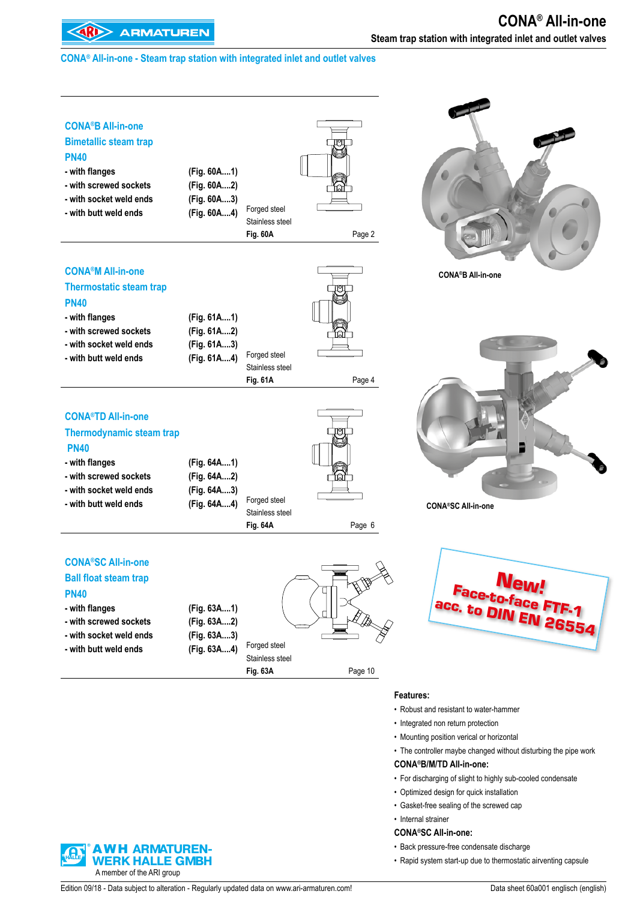## CONA® All-in-one - Steam trap station with integrated inlet and outlet valves

### CONA®B All-in-one
### Bimetallic steam trap
### PN40

| | | |
|---|---|---|
| - with flanges | (Fig. 60A....1) | |
| - with screwed sockets | (Fig. 60A....2) | |
| - with socket weld ends | (Fig. 60A....3) | |
| - with butt weld ends | (Fig. 60A....4) | Forged steel<br>Stainless steel |

**Fig. 60A** Page 2

### CONA®M All-in-one
### Thermostatic steam trap
### PN40

| | | |
|---|---|---|
| - with flanges | (Fig. 61A....1) | |
| - with screwed sockets | (Fig. 61A....2) | |
| - with socket weld ends | (Fig. 61A....3) | |
| - with butt weld ends | (Fig. 61A....4) | Forged steel<br>Stainless steel |

**Fig. 61A** Page 4

### CONA®TD All-in-one
### Thermodynamic steam trap
### PN40

| | | |
|---|---|---|
| - with flanges | (Fig. 64A....1) | |
| - with screwed sockets | (Fig. 64A....2) | |
| - with socket weld ends | (Fig. 64A....3) | |
| - with butt weld ends | (Fig. 64A....4) | Forged steel<br>Stainless steel |

**Fig. 64A** Page 6

### CONA®SC All-in-one
### Ball float steam trap
### PN40

| | | |
|---|---|---|
| - with flanges | (Fig. 63A....1) | |
| - with screwed sockets | (Fig. 63A....2) | |
| - with socket weld ends | (Fig. 63A....3) | |
| - with butt weld ends | (Fig. 63A....4) | Forged steel<br>Stainless steel |

**Fig. 63A** Page 10

CONA®B All-in-one

CONA®SC All-in-one

**New! Face-to-face FTF-1 acc. to DIN EN 26554**

**Features:**

- Robust and resistant to water-hammer
- Integrated non return protection
- Mounting position verical or horizontal
- The controller maybe changed without disturbing the pipe work

**CONA®B/M/TD All-in-one:**

- For discharging of slight to highly sub-cooled condensate
- Optimized design for quick installation
- Gasket-free sealing of the screwed cap
- Internal strainer

**CONA®SC All-in-one:**

- Back pressure-free condensate discharge
- Rapid system start-up due to thermostatic airventing capsule

AWH ARMATUREN-WERK HALLE GMBH
A member of the ARI group

Edition 09/18 - Data subject to alteration - Regularly updated data on www.ari-armaturen.com!

Data sheet 60a001 englisch (english)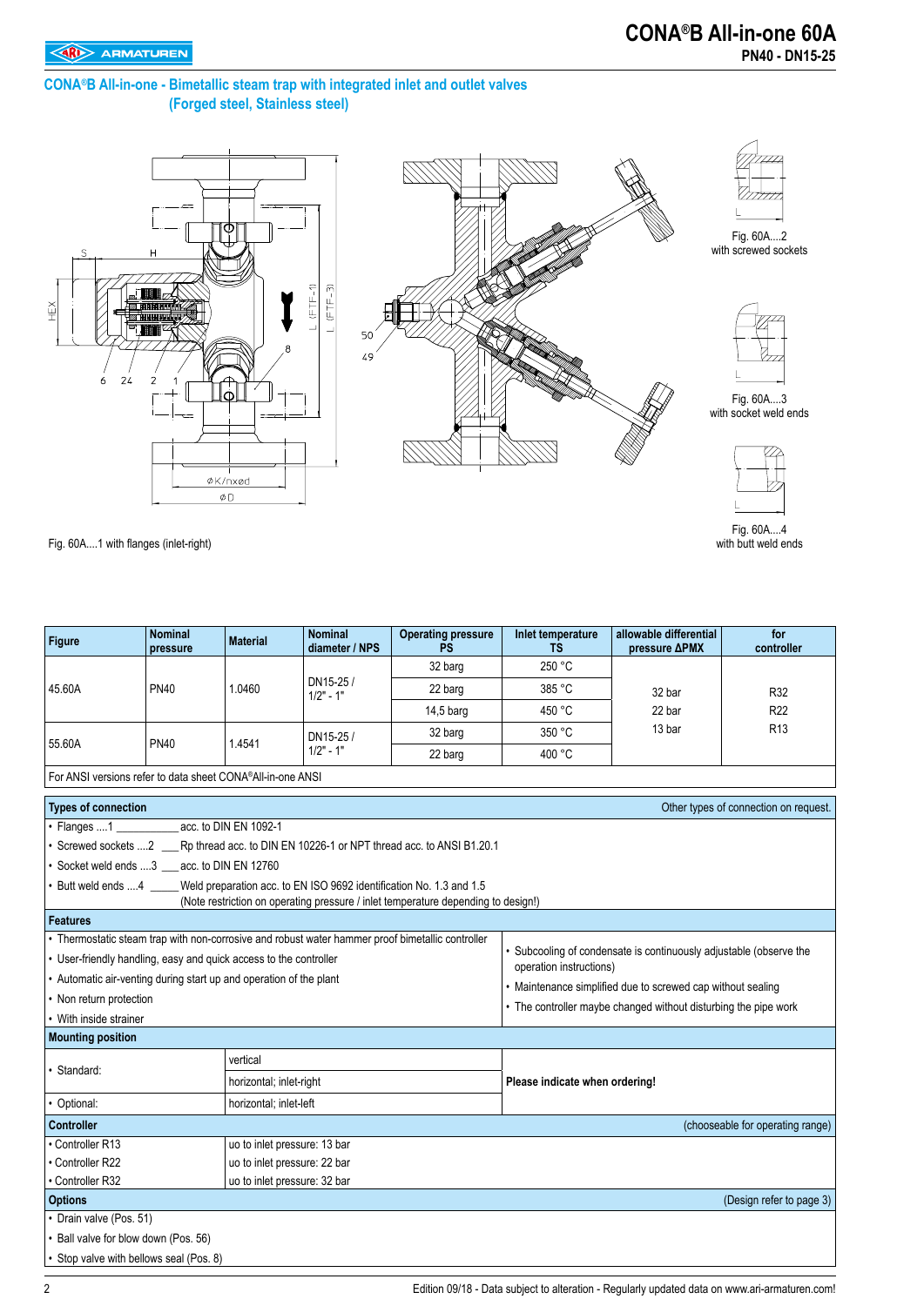# CONA®B All-in-one 60A

**PN40 - DN15-25**

## CONA®B All-in-one - Bimetallic steam trap with integrated inlet and outlet valves (Forged steel, Stainless steel)

Fig. 60A....1 with flanges (inlet-right)

Fig. 60A....2 with screwed sockets

Fig. 60A....3 with socket weld ends

Fig. 60A....4 with butt weld ends

| Figure | Nominal pressure | Material | Nominal diameter / NPS | Operating pressure PS | Inlet temperature TS | allowable differential pressure ΔPMX | for controller |
|---|---|---|---|---|---|---|---|
| 45.60A | PN40 | 1.0460 | DN15-25 / 1/2" - 1" | 32 barg | 250 °C | 32 bar | R32 |
| | | | | 22 barg | 385 °C | 22 bar | R22 |
| | | | | 14,5 barg | 450 °C | 13 bar | R13 |
| 55.60A | PN40 | 1.4541 | DN15-25 / 1/2" - 1" | 32 barg | 350 °C | | |
| | | | | 22 barg | 400 °C | | |

For ANSI versions refer to data sheet CONA®All-in-one ANSI

### Types of connection

Other types of connection on request.

- Flanges ....1 ____________ acc. to DIN EN 1092-1
- Screwed sockets ....2 ___ Rp thread acc. to DIN EN 10226-1 or NPT thread acc. to ANSI B1.20.1
- Socket weld ends ....3 ___ acc. to DIN EN 12760
- Butt weld ends ....4 _____ Weld preparation acc. to EN ISO 9692 identification No. 1.3 and 1.5 (Note restriction on operating pressure / inlet temperature depending to design!)

### Features

- Thermostatic steam trap with non-corrosive and robust water hammer proof bimetallic controller
- User-friendly handling, easy and quick access to the controller
- Automatic air-venting during start up and operation of the plant
- Non return protection
- With inside strainer
- Subcooling of condensate is continuously adjustable (observe the operation instructions)
- Maintenance simplified due to screwed cap without sealing
- The controller maybe changed without disturbing the pipe work

### Mounting position

| | | |
|---|---|---|
| • Standard: | vertical | Please indicate when ordering! |
| | horizontal; inlet-right | |
| • Optional: | horizontal; inlet-left | |

### Controller

(chooseable for operating range)

| | |
|---|---|
| • Controller R13 | uo to inlet pressure: 13 bar |
| • Controller R22 | uo to inlet pressure: 22 bar |
| • Controller R32 | uo to inlet pressure: 32 bar |

### Options

(Design refer to page 3)

- Drain valve (Pos. 51)
- Ball valve for blow down (Pos. 56)
- Stop valve with bellows seal (Pos. 8)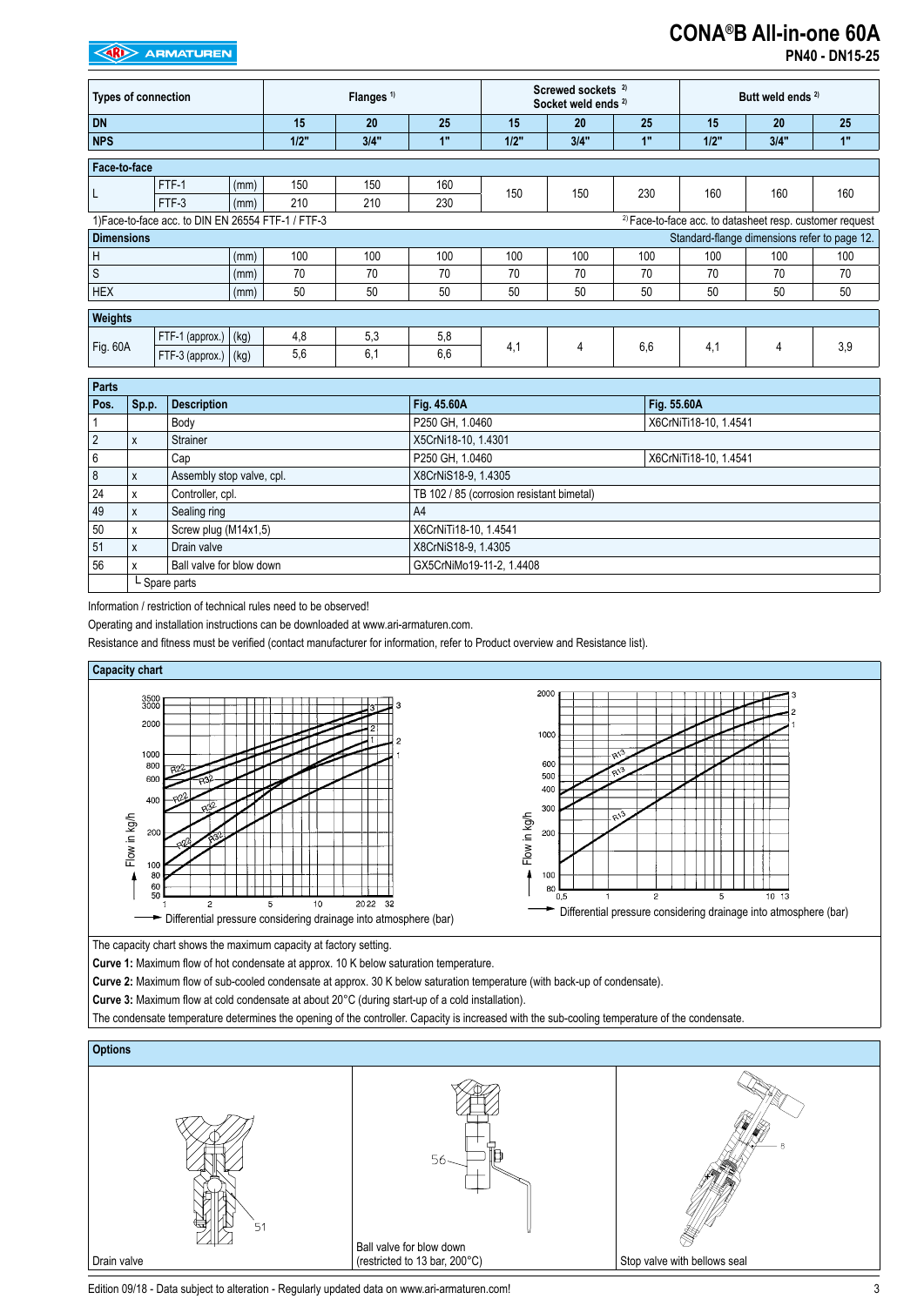# CONA®B All-in-one 60A

**PN40 - DN15-25**

| Types of connection | | | Flanges [1] | | | Screwed sockets [2] Socket weld ends [2] | | | Butt weld ends [2] | | |
|---|---|---|---|---|---|---|---|---|---|---|---|
| **DN** | | | 15 | 20 | 25 | 15 | 20 | 25 | 15 | 20 | 25 |
| **NPS** | | | 1/2" | 3/4" | 1" | 1/2" | 3/4" | 1" | 1/2" | 3/4" | 1" |
| **Face-to-face** | | | | | | | | | | | |
| L | FTF-1 | (mm) | 150 | 150 | 160 | 150 | 150 | 230 | 160 | 160 | 160 |
| | FTF-3 | (mm) | 210 | 210 | 230 | | | | | | |
| **Dimensions** | | | | | | | | | | | |
| H | | (mm) | 100 | 100 | 100 | 100 | 100 | 100 | 100 | 100 | 100 |
| S | | (mm) | 70 | 70 | 70 | 70 | 70 | 70 | 70 | 70 | 70 |
| HEX | | (mm) | 50 | 50 | 50 | 50 | 50 | 50 | 50 | 50 | 50 |
| **Weights** | | | | | | | | | | | |
| Fig. 60A | FTF-1 (approx.) | (kg) | 4,8 | 5,3 | 5,8 | 4,1 | 4 | 6,6 | 4,1 | 4 | 3,9 |
| | FTF-3 (approx.) | (kg) | 5,6 | 6,1 | 6,6 | | | | | | |

1)Face-to-face acc. to DIN EN 26554 FTF-1 / FTF-3

2) Face-to-face acc. to datasheet resp. customer request

Standard-flange dimensions refer to page 12.

**Parts**

| Pos. | Sp.p. | Description | Fig. 45.60A | Fig. 55.60A |
|---|---|---|---|---|
| 1 | | Body | P250 GH, 1.0460 | X6CrNiTi18-10, 1.4541 |
| 2 | x | Strainer | X5CrNi18-10, 1.4301 | |
| 6 | | Cap | P250 GH, 1.0460 | X6CrNiTi18-10, 1.4541 |
| 8 | x | Assembly stop valve, cpl. | X8CrNiS18-9, 1.4305 | |
| 24 | x | Controller, cpl. | TB 102 / 85 (corrosion resistant bimetal) | |
| 49 | x | Sealing ring | A4 | |
| 50 | x | Screw plug (M14x1,5) | X6CrNiTi18-10, 1.4541 | |
| 51 | x | Drain valve | X8CrNiS18-9, 1.4305 | |
| 56 | x | Ball valve for blow down | GX5CrNiMo19-11-2, 1.4408 | |

└ Spare parts

Information / restriction of technical rules need to be observed!

Operating and installation instructions can be downloaded at www.ari-armaturen.com.

Resistance and fitness must be verified (contact manufacturer for information, refer to Product overview and Resistance list).

**Capacity chart**

Flow in kg/h — Differential pressure considering drainage into atmosphere (bar)

The capacity chart shows the maximum capacity at factory setting.

**Curve 1:** Maximum flow of hot condensate at approx. 10 K below saturation temperature.

**Curve 2:** Maximum flow of sub-cooled condensate at approx. 30 K below saturation temperature (with back-up of condensate).

**Curve 3:** Maximum flow at cold condensate at about 20°C (during start-up of a cold installation).

The condensate temperature determines the opening of the controller. Capacity is increased with the sub-cooling temperature of the condensate.

**Options**

Drain valve

Ball valve for blow down (restricted to 13 bar, 200°C)

Stop valve with bellows seal

Edition 09/18 - Data subject to alteration - Regularly updated data on www.ari-armaturen.com!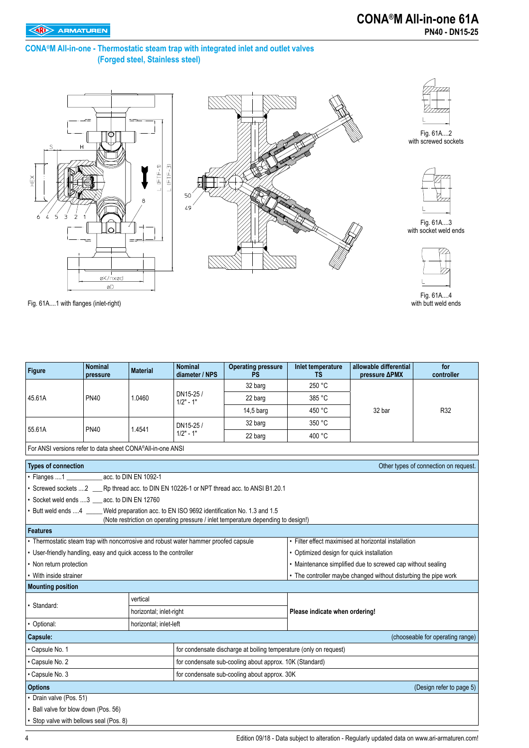# CONA®M All-in-one 61A

**PN40 - DN15-25**

## CONA®M All-in-one - Thermostatic steam trap with integrated inlet and outlet valves (Forged steel, Stainless steel)

Fig. 61A....1 with flanges (inlet-right)

Fig. 61A....2 with screwed sockets

Fig. 61A....3 with socket weld ends

Fig. 61A....4 with butt weld ends

| Figure | Nominal pressure | Material | Nominal diameter / NPS | Operating pressure PS | Inlet temperature TS | allowable differential pressure ΔPMX | for controller |
|---|---|---|---|---|---|---|---|
| 45.61A | PN40 | 1.0460 | DN15-25 / 1/2" - 1" | 32 barg | 250 °C | 32 bar | R32 |
| | | | | 22 barg | 385 °C | | |
| | | | | 14,5 barg | 450 °C | | |
| 55.61A | PN40 | 1.4541 | DN15-25 / 1/2" - 1" | 32 barg | 350 °C | | |
| | | | | 22 barg | 400 °C | | |

For ANSI versions refer to data sheet CONA®All-in-one ANSI

### Types of connection

Other types of connection on request.

- Flanges ....1 ____________ acc. to DIN EN 1092-1
- Screwed sockets ....2 ___ Rp thread acc. to DIN EN 10226-1 or NPT thread acc. to ANSI B1.20.1
- Socket weld ends ....3 ___ acc. to DIN EN 12760
- Butt weld ends ....4 _____ Weld preparation acc. to EN ISO 9692 identification No. 1.3 and 1.5 (Note restriction on operating pressure / inlet temperature depending to design!)

### Features

- Thermostatic steam trap with noncorrosive and robust water hammer proofed capsule
- User-friendly handling, easy and quick access to the controller
- Non return protection
- With inside strainer
- Filter effect maximised at horizontal installation
- Optimized design for quick installation
- Maintenance simplified due to screwed cap without sealing
- The controller maybe changed without disturbing the pipe work

### Mounting position

| | | |
|---|---|---|
| • Standard: | vertical | **Please indicate when ordering!** |
| | horizontal; inlet-right | |
| • Optional: | horizontal; inlet-left | |

### Capsule:

(chooseable for operating range)

| | |
|---|---|
| • Capsule No. 1 | for condensate discharge at boiling temperature (only on request) |
| • Capsule No. 2 | for condensate sub-cooling about approx. 10K (Standard) |
| • Capsule No. 3 | for condensate sub-cooling about approx. 30K |

### Options

(Design refer to page 5)

- Drain valve (Pos. 51)
- Ball valve for blow down (Pos. 56)
- Stop valve with bellows seal (Pos. 8)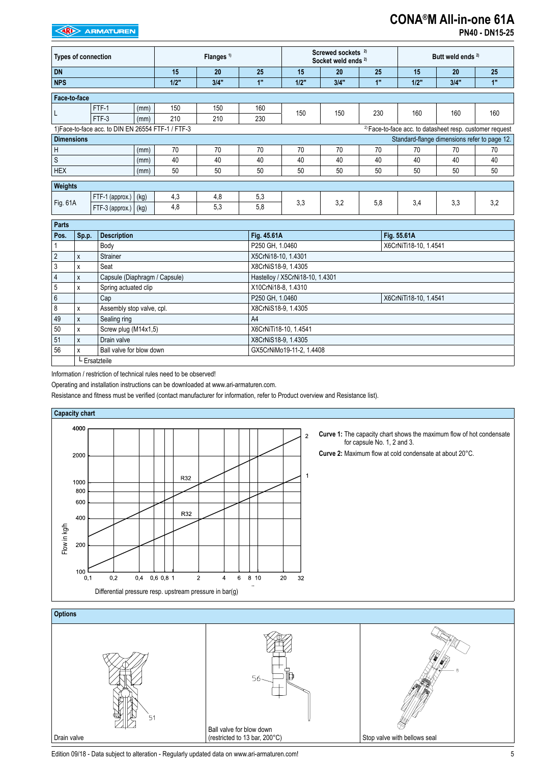# CONA®M All-in-one 61A

**PN40 - DN15-25**

| Types of connection | | | Flanges [1] | | | Screwed sockets [2] Socket weld ends [2] | | | Butt weld ends [2] | | |
|---|---|---|---|---|---|---|---|---|---|---|---|
| DN | | | 15 | 20 | 25 | 15 | 20 | 25 | 15 | 20 | 25 |
| NPS | | | 1/2" | 3/4" | 1" | 1/2" | 3/4" | 1" | 1/2" | 3/4" | 1" |
| **Face-to-face** | | | | | | | | | | | |
| L | FTF-1 | (mm) | 150 | 150 | 160 | 150 | 150 | 230 | 160 | 160 | 160 |
| | FTF-3 | (mm) | 210 | 210 | 230 | | | | | | |

1)Face-to-face acc. to DIN EN 26554 FTF-1 / FTF-3

[2] Face-to-face acc. to datasheet resp. customer request

| **Dimensions** | | Standard-flange dimensions refer to page 12. | | | | | | | | |
|---|---|---|---|---|---|---|---|---|---|---|
| H | (mm) | 70 | 70 | 70 | 70 | 70 | 70 | 70 | 70 | 70 |
| S | (mm) | 40 | 40 | 40 | 40 | 40 | 40 | 40 | 40 | 40 |
| HEX | (mm) | 50 | 50 | 50 | 50 | 50 | 50 | 50 | 50 | 50 |

| **Weights** | | | | | | | | | | | |
|---|---|---|---|---|---|---|---|---|---|---|---|
| Fig. 61A | FTF-1 (approx.) | (kg) | 4,3 | 4,8 | 5,3 | 3,3 | 3,2 | 5,8 | 3,4 | 3,3 | 3,2 |
| | FTF-3 (approx.) | (kg) | 4,8 | 5,3 | 5,8 | | | | | | |

**Parts**

| Pos. | Sp.p. | Description | Fig. 45.61A | Fig. 55.61A |
|---|---|---|---|---|
| 1 | | Body | P250 GH, 1.0460 | X6CrNiTi18-10, 1.4541 |
| 2 | x | Strainer | X5CrNi18-10, 1.4301 | |
| 3 | x | Seat | X8CrNiS18-9, 1.4305 | |
| 4 | x | Capsule (Diaphragm / Capsule) | Hastelloy / X5CrNi18-10, 1.4301 | |
| 5 | x | Spring actuated clip | X10CrNi18-8, 1.4310 | |
| 6 | | Cap | P250 GH, 1.0460 | X6CrNiTi18-10, 1.4541 |
| 8 | x | Assembly stop valve, cpl. | X8CrNiS18-9, 1.4305 | |
| 49 | x | Sealing ring | A4 | |
| 50 | x | Screw plug (M14x1,5) | X6CrNiTi18-10, 1.4541 | |
| 51 | x | Drain valve | X8CrNiS18-9, 1.4305 | |
| 56 | x | Ball valve for blow down | GX5CrNiMo19-11-2, 1.4408 | |

└ Ersatzteile

Information / restriction of technical rules need to be observed!

Operating and installation instructions can be downloaded at www.ari-armaturen.com.

Resistance and fitness must be verified (contact manufacturer for information, refer to Product overview and Resistance list).

**Capacity chart**

Flow in kg/h (100 – 4000) vs. Differential pressure resp. upstream pressure in bar(g) (0,1 – 32); curves 1 and 2, R32.

**Curve 1:** The capacity chart shows the maximum flow of hot condensate for capsule No. 1, 2 and 3.

**Curve 2:** Maximum flow at cold condensate at about 20°C.

**Options**

| Drain valve | Ball valve for blow down (restricted to 13 bar, 200°C) | Stop valve with bellows seal |
|---|---|---|

Edition 09/18 - Data subject to alteration - Regularly updated data on www.ari-armaturen.com!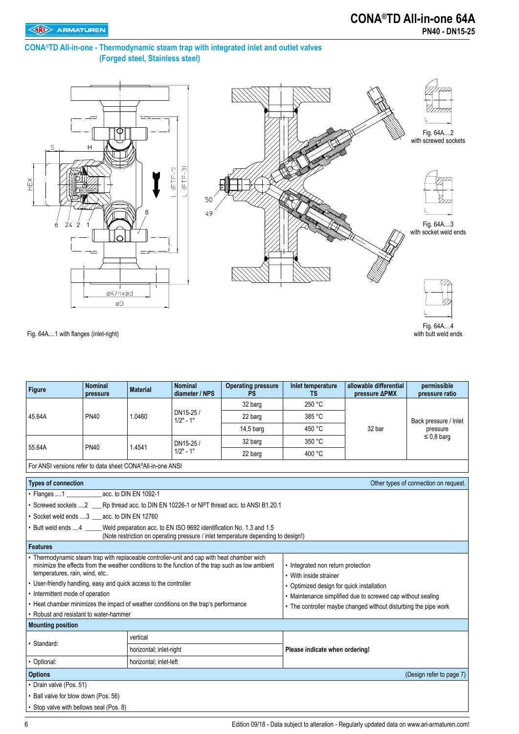# CONA®TD All-in-one 64A

**PN40 - DN15-25**

## CONA®TD All-in-one - Thermodynamic steam trap with integrated inlet and outlet valves (Forged steel, Stainless steel)

Fig. 64A....1 with flanges (inlet-right)

Fig. 64A....2 with screwed sockets

Fig. 64A....3 with socket weld ends

Fig. 64A....4 with butt weld ends

| Figure | Nominal pressure | Material | Nominal diameter / NPS | Operating pressure PS | Inlet temperature TS | allowable differential pressure ΔPMX | permissible pressure ratio |
|---|---|---|---|---|---|---|---|
| 45.64A | PN40 | 1.0460 | DN15-25 / 1/2" - 1" | 32 barg | 250 °C | 32 bar | Back pressure / Inlet pressure ≤ 0,8 barg |
| | | | | 22 barg | 385 °C | | |
| | | | | 14,5 barg | 450 °C | | |
| 55.64A | PN40 | 1.4541 | DN15-25 / 1/2" - 1" | 32 barg | 350 °C | | |
| | | | | 22 barg | 400 °C | | |

For ANSI versions refer to data sheet CONA®All-in-one ANSI

### Types of connection

Other types of connection on request.

- Flanges ....1 __________ acc. to DIN EN 1092-1
- Screwed sockets ....2 ___ Rp thread acc. to DIN EN 10226-1 or NPT thread acc. to ANSI B1.20.1
- Socket weld ends ....3 ___ acc. to DIN EN 12760
- Butt weld ends ....4 _____ Weld preparation acc. to EN ISO 9692 identification No. 1.3 and 1.5 (Note restriction on operating pressure / inlet temperature depending to design!)

### Features

- Thermodynamic steam trap with replaceable controller-unit and cap with heat chamber wich minimize the effects from the weather conditions to the function of the trap such as low ambient temperatures, rain, wind, etc..
- User-friendly handling, easy and quick access to the controller
- Intermittent mode of operation
- Heat chamber minimizes the impact of weather conditions on the trap's performance
- Robust and resistant to water-hammer
- Integrated non return protection
- With inside strainer
- Optimized design for quick installation
- Maintenance simplified due to screwed cap without sealing
- The controller maybe changed without disturbing the pipe work

### Mounting position

| | | |
|---|---|---|
| • Standard: | vertical | **Please indicate when ordering!** |
| | horizontal; inlet-right | |
| • Optional: | horizontal; inlet-left | |

### Options

(Design refer to page 7)

- Drain valve (Pos. 51)
- Ball valve for blow down (Pos. 56)
- Stop valve with bellows seal (Pos. 8)

Edition 09/18 - Data subject to alteration - Regularly updated data on www.ari-armaturen.com!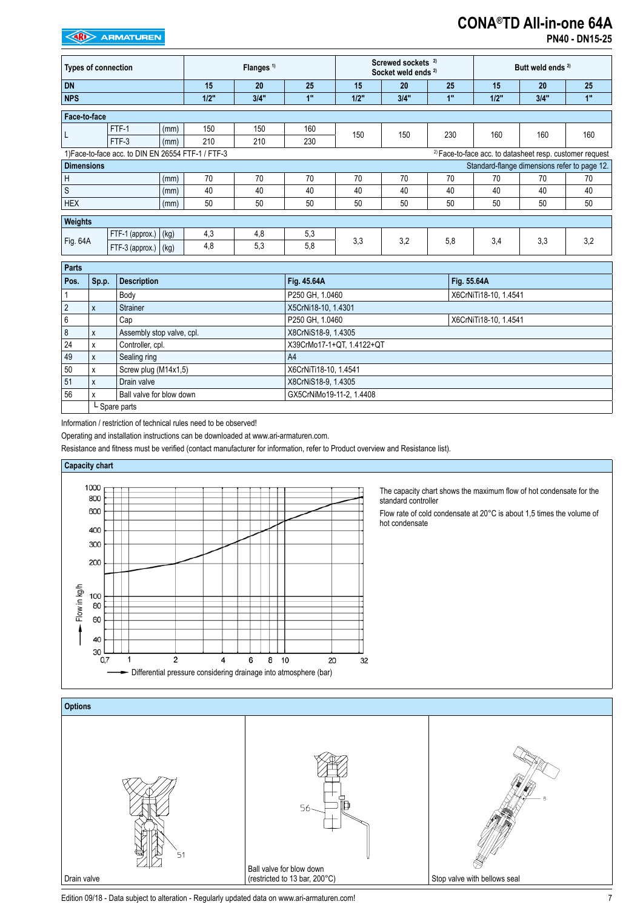# CONA®TD All-in-one 64A

**PN40 - DN15-25**

| Types of connection | | | Flanges [1] | | | Screwed sockets [2] Socket weld ends [2] | | | Butt weld ends [2] | | |
|---|---|---|---|---|---|---|---|---|---|---|---|
| **DN** | | | **15** | **20** | **25** | **15** | **20** | **25** | **15** | **20** | **25** |
| **NPS** | | | **1/2"** | **3/4"** | **1"** | **1/2"** | **3/4"** | **1"** | **1/2"** | **3/4"** | **1"** |
| **Face-to-face** | | | | | | | | | | | |
| L | FTF-1 | (mm) | 150 | 150 | 160 | 150 | 150 | 230 | 160 | 160 | 160 |
| | FTF-3 | (mm) | 210 | 210 | 230 | | | | | | |

1)Face-to-face acc. to DIN EN 26554 FTF-1 / FTF-3

[2] Face-to-face acc. to datasheet resp. customer request

| **Dimensions** | | Standard-flange dimensions refer to page 12. | | | | | | | | |
|---|---|---|---|---|---|---|---|---|---|---|
| H | (mm) | 70 | 70 | 70 | 70 | 70 | 70 | 70 | 70 | 70 |
| S | (mm) | 40 | 40 | 40 | 40 | 40 | 40 | 40 | 40 | 40 |
| HEX | (mm) | 50 | 50 | 50 | 50 | 50 | 50 | 50 | 50 | 50 |

| **Weights** | | | | | | | | | | | |
|---|---|---|---|---|---|---|---|---|---|---|---|
| Fig. 64A | FTF-1 (approx.) | (kg) | 4,3 | 4,8 | 5,3 | 3,3 | 3,2 | 5,8 | 3,4 | 3,3 | 3,2 |
| | FTF-3 (approx.) | (kg) | 4,8 | 5,3 | 5,8 | | | | | | |

**Parts**

| Pos. | Sp.p. | Description | Fig. 45.64A | Fig. 55.64A |
|---|---|---|---|---|
| 1 | | Body | P250 GH, 1.0460 | X6CrNiTi18-10, 1.4541 |
| 2 | x | Strainer | X5CrNi18-10, 1.4301 | |
| 6 | | Cap | P250 GH, 1.0460 | X6CrNiTi18-10, 1.4541 |
| 8 | x | Assembly stop valve, cpl. | X8CrNiS18-9, 1.4305 | |
| 24 | x | Controller, cpl. | X39CrMo17-1+QT, 1.4122+QT | |
| 49 | x | Sealing ring | A4 | |
| 50 | x | Screw plug (M14x1,5) | X6CrNiTi18-10, 1.4541 | |
| 51 | x | Drain valve | X8CrNiS18-9, 1.4305 | |
| 56 | x | Ball valve for blow down | GX5CrNiMo19-11-2, 1.4408 | |
| | └ Spare parts | | | |

Information / restriction of technical rules need to be observed!

Operating and installation instructions can be downloaded at www.ari-armaturen.com.

Resistance and fitness must be verified (contact manufacturer for information, refer to Product overview and Resistance list).

**Capacity chart**

Flow in kg/h

Differential pressure considering drainage into atmosphere (bar)

The capacity chart shows the maximum flow of hot condensate for the standard controller

Flow rate of cold condensate at 20°C is about 1,5 times the volume of hot condensate

**Options**

Drain valve

Ball valve for blow down (restricted to 13 bar, 200°C)

Stop valve with bellows seal

Edition 09/18 - Data subject to alteration - Regularly updated data on www.ari-armaturen.com!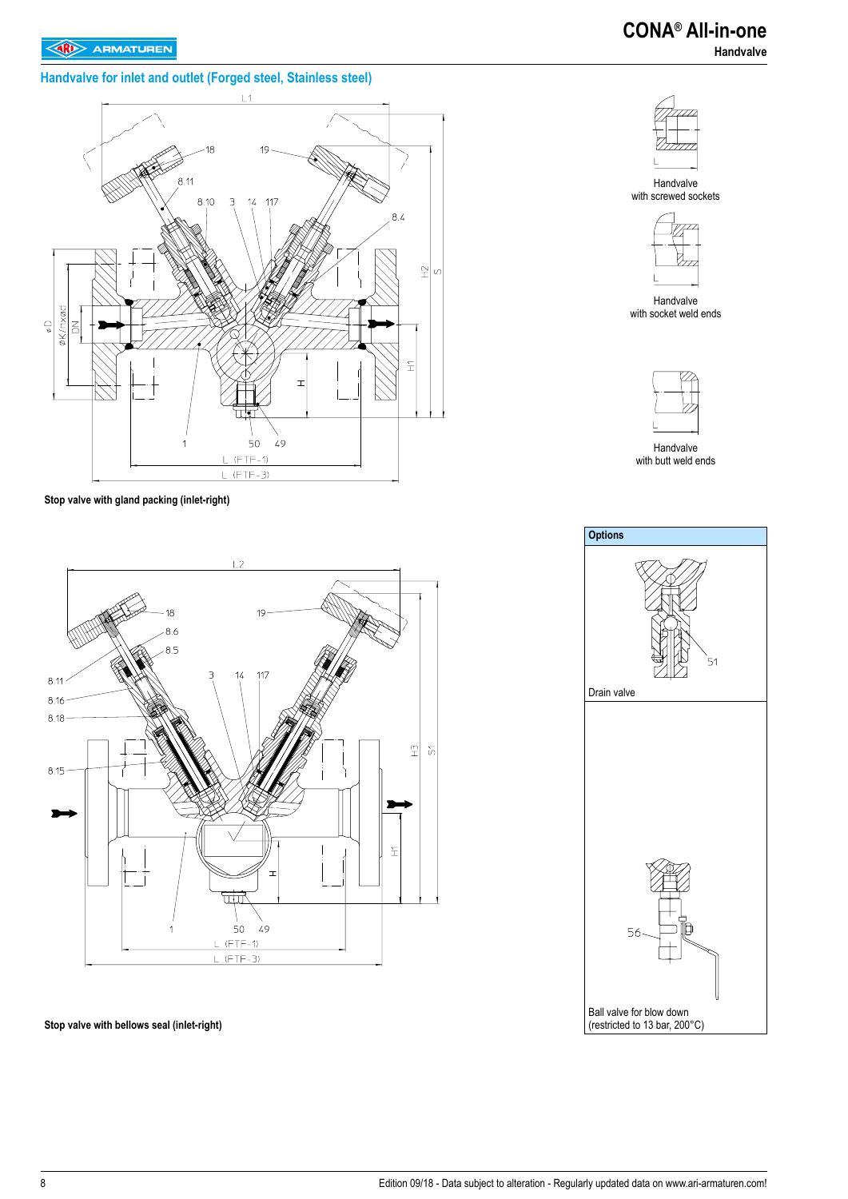## Handvalve for inlet and outlet (Forged steel, Stainless steel)

Handvalve
with screwed sockets

Handvalve
with socket weld ends

Handvalve
with butt weld ends

**Stop valve with gland packing (inlet-right)**

**Options**

Drain valve

Ball valve for blow down
(restricted to 13 bar, 200°C)

**Stop valve with bellows seal (inlet-right)**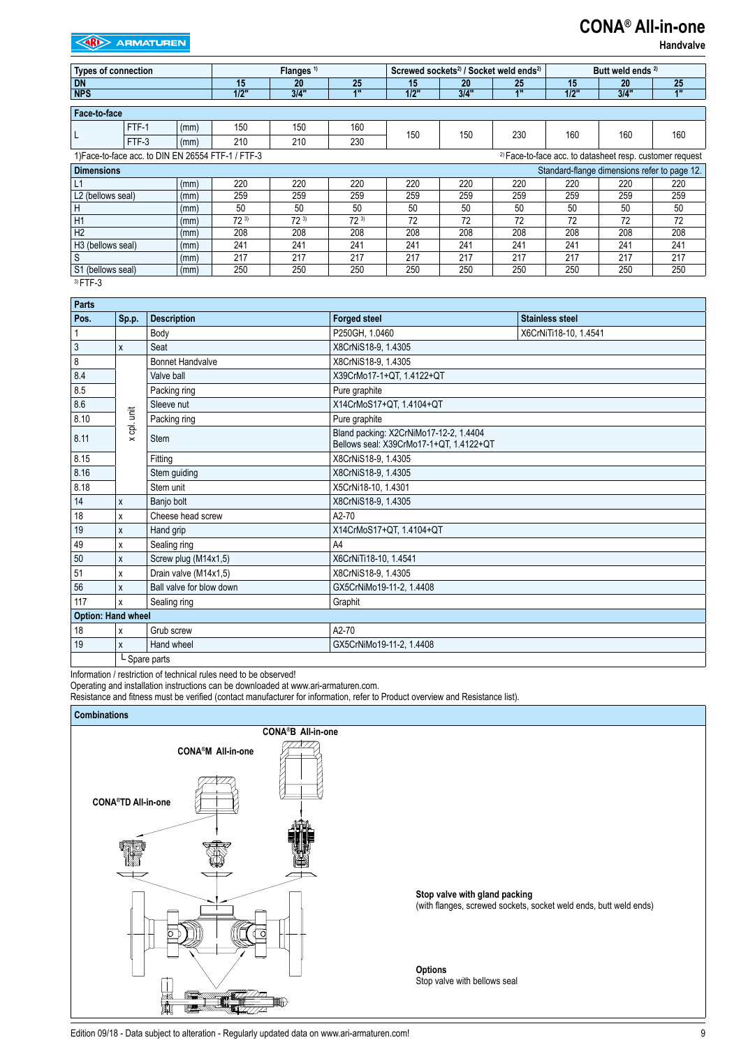# CONA® All-in-one

**Handvalve**

| Types of connection | | | Flanges 1) | | | Screwed sockets2) / Socket weld ends2) | | | Butt weld ends 2) | | |
|---|---|---|---|---|---|---|---|---|---|---|---|
| DN | | | 15 | 20 | 25 | 15 | 20 | 25 | 15 | 20 | 25 |
| NPS | | | 1/2" | 3/4" | 1" | 1/2" | 3/4" | 1" | 1/2" | 3/4" | 1" |
| **Face-to-face** | | | | | | | | | | | |
| L | FTF-1 | (mm) | 150 | 150 | 160 | 150 | 150 | 230 | 160 | 160 | 160 |
| | FTF-3 | (mm) | 210 | 210 | 230 | | | | | | |

1)Face-to-face acc. to DIN EN 26554 FTF-1 / FTF-3

2) Face-to-face acc. to datasheet resp. customer request

| Dimensions | | 15 | 20 | 25 | 15 | 20 | 25 | 15 | 20 | 25 |
|---|---|---|---|---|---|---|---|---|---|---|
| L1 | (mm) | 220 | 220 | 220 | 220 | 220 | 220 | 220 | 220 | 220 |
| L2 (bellows seal) | (mm) | 259 | 259 | 259 | 259 | 259 | 259 | 259 | 259 | 259 |
| H | (mm) | 50 | 50 | 50 | 50 | 50 | 50 | 50 | 50 | 50 |
| H1 | (mm) | 72 3) | 72 3) | 72 3) | 72 | 72 | 72 | 72 | 72 | 72 |
| H2 | (mm) | 208 | 208 | 208 | 208 | 208 | 208 | 208 | 208 | 208 |
| H3 (bellows seal) | (mm) | 241 | 241 | 241 | 241 | 241 | 241 | 241 | 241 | 241 |
| S | (mm) | 217 | 217 | 217 | 217 | 217 | 217 | 217 | 217 | 217 |
| S1 (bellows seal) | (mm) | 250 | 250 | 250 | 250 | 250 | 250 | 250 | 250 | 250 |

Standard-flange dimensions refer to page 12.

3) FTF-3

**Parts**

| Pos. | Sp.p. | Description | Forged steel | Stainless steel |
|---|---|---|---|---|
| 1 | | Body | P250GH, 1.0460 | X6CrNiTi18-10, 1.4541 |
| 3 | x | Seat | X8CrNiS18-9, 1.4305 | |
| 8 | x cpl. unit | Bonnet Handvalve | X8CrNiS18-9, 1.4305 | |
| 8.4 | | Valve ball | X39CrMo17-1+QT, 1.4122+QT | |
| 8.5 | | Packing ring | Pure graphite | |
| 8.6 | | Sleeve nut | X14CrMoS17+QT, 1.4104+QT | |
| 8.10 | | Packing ring | Pure graphite | |
| 8.11 | | Stem | Bland packing: X2CrNiMo17-12-2, 1.4404<br>Bellows seal: X39CrMo17-1+QT, 1.4122+QT | |
| 8.15 | | Fitting | X8CrNiS18-9, 1.4305 | |
| 8.16 | | Stem guiding | X8CrNiS18-9, 1.4305 | |
| 8.18 | | Stem unit | X5CrNi18-10, 1.4301 | |
| 14 | x | Banjo bolt | X8CrNiS18-9, 1.4305 | |
| 18 | x | Cheese head screw | A2-70 | |
| 19 | x | Hand grip | X14CrMoS17+QT, 1.4104+QT | |
| 49 | x | Sealing ring | A4 | |
| 50 | x | Screw plug (M14x1,5) | X6CrNiTi18-10, 1.4541 | |
| 51 | x | Drain valve (M14x1,5) | X8CrNiS18-9, 1.4305 | |
| 56 | x | Ball valve for blow down | GX5CrNiMo19-11-2, 1.4408 | |
| 117 | x | Sealing ring | Graphit | |
| **Option: Hand wheel** | | | | |
| 18 | x | Grub screw | A2-70 | |
| 19 | x | Hand wheel | GX5CrNiMo19-11-2, 1.4408 | |
| | └ Spare parts | | | |

Information / restriction of technical rules need to be observed!
Operating and installation instructions can be downloaded at www.ari-armaturen.com.
Resistance and fitness must be verified (contact manufacturer for information, refer to Product overview and Resistance list).

**Combinations**

CONA®B All-in-one

CONA®M All-in-one

CONA®TD All-in-one

**Stop valve with gland packing**
(with flanges, screwed sockets, socket weld ends, butt weld ends)

**Options**
Stop valve with bellows seal

Edition 09/18 - Data subject to alteration - Regularly updated data on www.ari-armaturen.com!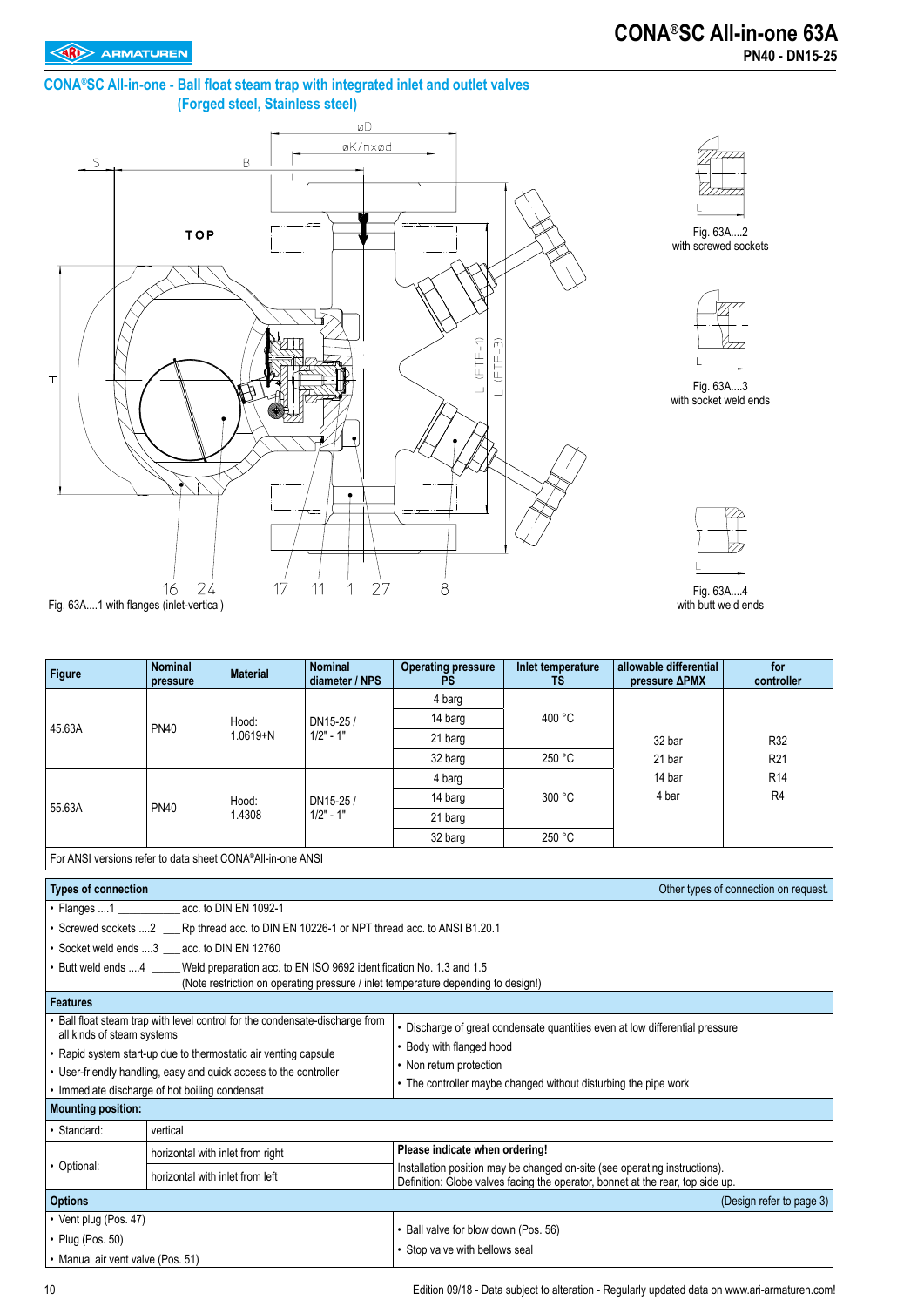# CONA®SC All-in-one 63A

**PN40 - DN15-25**

## CONA®SC All-in-one - Ball float steam trap with integrated inlet and outlet valves (Forged steel, Stainless steel)

Fig. 63A....1 with flanges (inlet-vertical)

Fig. 63A....2 with screwed sockets

Fig. 63A....3 with socket weld ends

Fig. 63A....4 with butt weld ends

| Figure | Nominal pressure | Material | Nominal diameter / NPS | Operating pressure PS | Inlet temperature TS | allowable differential pressure ΔPMX | for controller |
|---|---|---|---|---|---|---|---|
| 45.63A | PN40 | Hood: 1.0619+N | DN15-25 / 1/2" - 1" | 4 barg | 400 °C | 32 bar | R32 |
| | | | | 14 barg | | 21 bar | R21 |
| | | | | 21 barg | | 14 bar | R14 |
| | | | | 32 barg | 250 °C | 4 bar | R4 |
| 55.63A | PN40 | Hood: 1.4308 | DN15-25 / 1/2" - 1" | 4 barg | 300 °C | | |
| | | | | 14 barg | | | |
| | | | | 21 barg | | | |
| | | | | 32 barg | 250 °C | | |

For ANSI versions refer to data sheet CONA®All-in-one ANSI

### Types of connection

Other types of connection on request.

- Flanges ....1 ____________ acc. to DIN EN 1092-1
- Screwed sockets ....2 ___ Rp thread acc. to DIN EN 10226-1 or NPT thread acc. to ANSI B1.20.1
- Socket weld ends ....3 ___ acc. to DIN EN 12760
- Butt weld ends ....4 _____ Weld preparation acc. to EN ISO 9692 identification No. 1.3 and 1.5 (Note restriction on operating pressure / inlet temperature depending to design!)

### Features

- Ball float steam trap with level control for the condensate-discharge from all kinds of steam systems
- Rapid system start-up due to thermostatic air venting capsule
- User-friendly handling, easy and quick access to the controller
- Immediate discharge of hot boiling condensate
- Discharge of great condensate quantities even at low differential pressure
- Body with flanged hood
- Non return protection
- The controller maybe changed without disturbing the pipe work

### Mounting position:

| | | |
|---|---|---|
| • Standard: | vertical | |
| • Optional: | horizontal with inlet from right | **Please indicate when ordering!** |
| | horizontal with inlet from left | Installation position may be changed on-site (see operating instructions). Definition: Globe valves facing the operator, bonnet at the rear, top side up. |

### Options

(Design refer to page 3)

- Vent plug (Pos. 47)
- Plug (Pos. 50)
- Manual air vent valve (Pos. 51)
- Ball valve for blow down (Pos. 56)
- Stop valve with bellows seal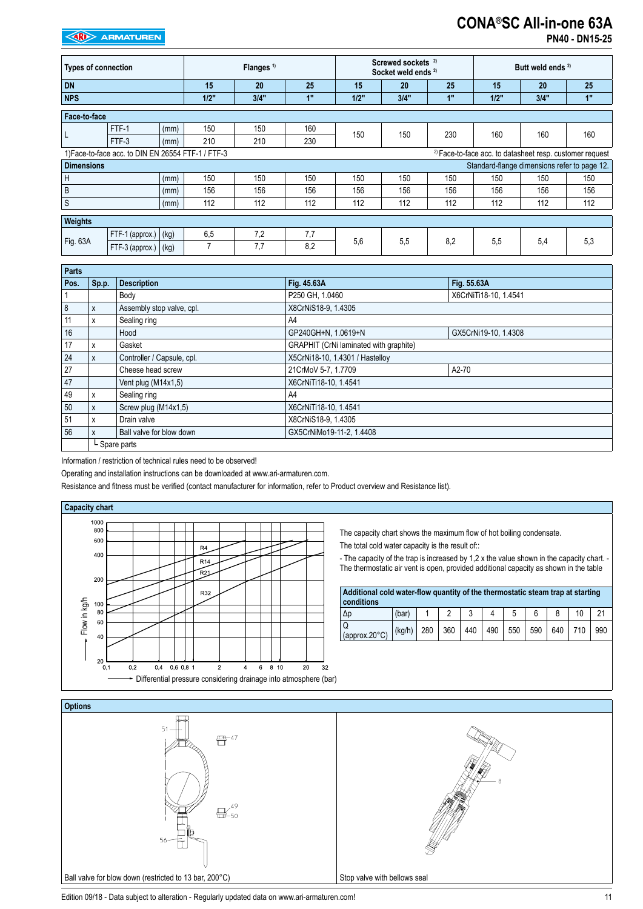# CONA®SC All-in-one 63A

**PN40 - DN15-25**

| Types of connection | | | Flanges [1] | | | Screwed sockets [2] Socket weld ends [2] | | | Butt weld ends [2] | | |
|---|---|---|---|---|---|---|---|---|---|---|---|
| **DN** | | | **15** | **20** | **25** | **15** | **20** | **25** | **15** | **20** | **25** |
| **NPS** | | | **1/2"** | **3/4"** | **1"** | **1/2"** | **3/4"** | **1"** | **1/2"** | **3/4"** | **1"** |
| **Face-to-face** | | | | | | | | | | | |
| L | FTF-1 | (mm) | 150 | 150 | 160 | 150 | 150 | 230 | 160 | 160 | 160 |
| | FTF-3 | (mm) | 210 | 210 | 230 | | | | | | |

1)Face-to-face acc. to DIN EN 26554 FTF-1 / FTF-3

[2] Face-to-face acc. to datasheet resp. customer request

| **Dimensions** | | Standard-flange dimensions refer to page 12. | | | | | | | | |
|---|---|---|---|---|---|---|---|---|---|---|
| H | (mm) | 150 | 150 | 150 | 150 | 150 | 150 | 150 | 150 | 150 |
| B | (mm) | 156 | 156 | 156 | 156 | 156 | 156 | 156 | 156 | 156 |
| S | (mm) | 112 | 112 | 112 | 112 | 112 | 112 | 112 | 112 | 112 |

| **Weights** | | | | | | | | | | | |
|---|---|---|---|---|---|---|---|---|---|---|---|
| Fig. 63A | FTF-1 (approx.) | (kg) | 6,5 | 7,2 | 7,7 | 5,6 | 5,5 | 8,2 | 5,5 | 5,4 | 5,3 |
| | FTF-3 (approx.) | (kg) | 7 | 7,7 | 8,2 | | | | | | |

**Parts**

| Pos. | Sp.p. | Description | Fig. 45.63A | Fig. 55.63A |
|---|---|---|---|---|
| 1 | | Body | P250 GH, 1.0460 | X6CrNiTi18-10, 1.4541 |
| 8 | x | Assembly stop valve, cpl. | X8CrNiS18-9, 1.4305 | |
| 11 | x | Sealing ring | A4 | |
| 16 | | Hood | GP240GH+N, 1.0619+N | GX5CrNi19-10, 1.4308 |
| 17 | x | Gasket | GRAPHIT (CrNi laminated with graphite) | |
| 24 | x | Controller / Capsule, cpl. | X5CrNi18-10, 1.4301 / Hastelloy | |
| 27 | | Cheese head screw | 21CrMoV 5-7, 1.7709 | A2-70 |
| 47 | | Vent plug (M14x1,5) | X6CrNiTi18-10, 1.4541 | |
| 49 | x | Sealing ring | A4 | |
| 50 | x | Screw plug (M14x1,5) | X6CrNiTi18-10, 1.4541 | |
| 51 | x | Drain valve | X8CrNiS18-9, 1.4305 | |
| 56 | x | Ball valve for blow down | GX5CrNiMo19-11-2, 1.4408 | |
| | └ Spare parts | | | |

Information / restriction of technical rules need to be observed!

Operating and installation instructions can be downloaded at www.ari-armaturen.com.

Resistance and fitness must be verified (contact manufacturer for information, refer to Product overview and Resistance list).

**Capacity chart**

Flow in kg/h — Differential pressure considering drainage into atmosphere (bar) — curves R4, R14, R21, R32

The capacity chart shows the maximum flow of hot boiling condensate.

The total cold water capacity is the result of::

- The capacity of the trap is increased by 1,2 x the value shown in the capacity chart. - The thermostatic air vent is open, provided additional capacity as shown in the table

| **Additional cold water-flow quantity of the thermostatic steam trap at starting conditions** | | | | | | | | | | |
|---|---|---|---|---|---|---|---|---|---|---|
| Δp | (bar) | 1 | 2 | 3 | 4 | 5 | 6 | 8 | 10 | 21 |
| Q (approx.20°C) | (kg/h) | 280 | 360 | 440 | 490 | 550 | 590 | 640 | 710 | 990 |

**Options**

Ball valve for blow down (restricted to 13 bar, 200°C)

Stop valve with bellows seal

Edition 09/18 - Data subject to alteration - Regularly updated data on www.ari-armaturen.com!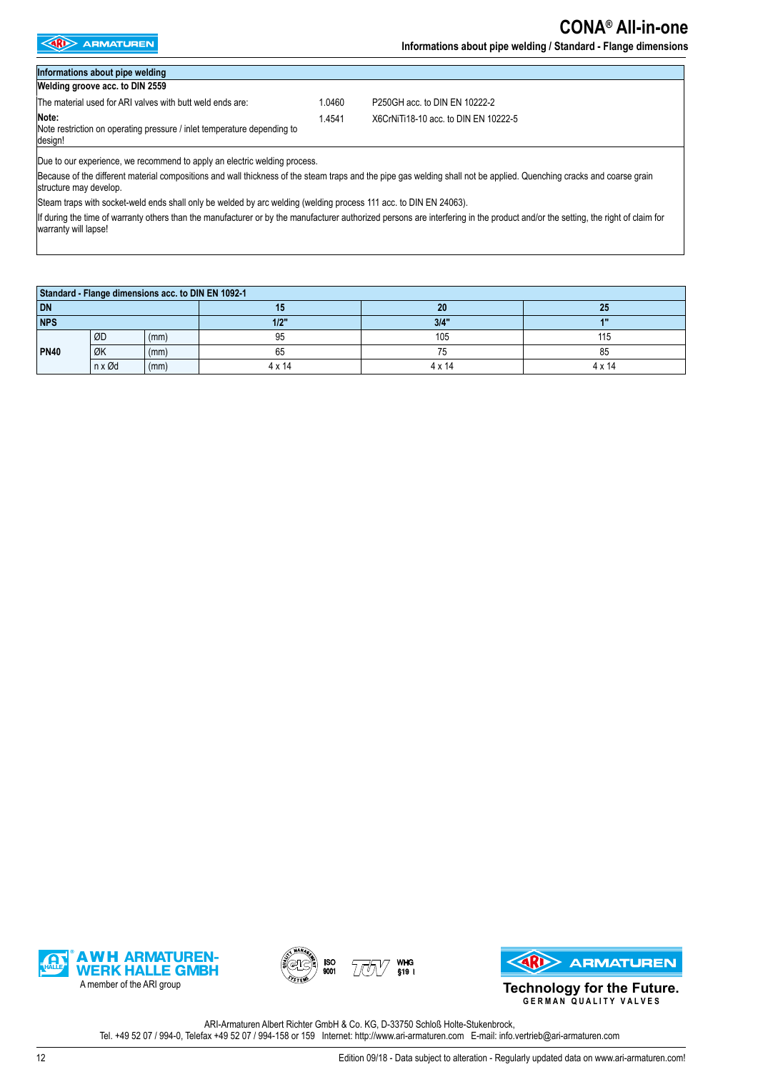# CONA® All-in-one

## Informations about pipe welding / Standard - Flange dimensions

### Informations about pipe welding

**Welding groove acc. to DIN 2559**

| | | |
|---|---|---|
| The material used for ARI valves with butt weld ends are: | 1.0460 | P250GH acc. to DIN EN 10222-2 |
| **Note:** Note restriction on operating pressure / inlet temperature depending to design! | 1.4541 | X6CrNiTi18-10 acc. to DIN EN 10222-5 |

Due to our experience, we recommend to apply an electric welding process.

Because of the different material compositions and wall thickness of the steam traps and the pipe gas welding shall not be applied. Quenching cracks and coarse grain structure may develop.

Steam traps with socket-weld ends shall only be welded by arc welding (welding process 111 acc. to DIN EN 24063).

If during the time of warranty others than the manufacturer or by the manufacturer authorized persons are interfering in the product and/or the setting, the right of claim for warranty will lapse!

### Standard - Flange dimensions acc. to DIN EN 1092-1

| DN | | | 15 | 20 | 25 |
|---|---|---|---|---|---|
| **NPS** | | | 1/2" | 3/4" | 1" |
| **PN40** | ØD | (mm) | 95 | 105 | 115 |
| | ØK | (mm) | 65 | 75 | 85 |
| | n x Ød | (mm) | 4 x 14 | 4 x 14 | 4 x 14 |

AWH ARMATUREN-WERK HALLE GMBH
A member of the ARI group

ISO 9001 TÜV WHG §19 I

ARMATUREN
Technology for the Future.
GERMAN QUALITY VALVES

ARI-Armaturen Albert Richter GmbH & Co. KG, D-33750 Schloß Holte-Stukenbrock,
Tel. +49 52 07 / 994-0, Telefax +49 52 07 / 994-158 or 159 Internet: http://www.ari-armaturen.com E-mail: info.vertrieb@ari-armaturen.com

Edition 09/18 - Data subject to alteration - Regularly updated data on www.ari-armaturen.com!